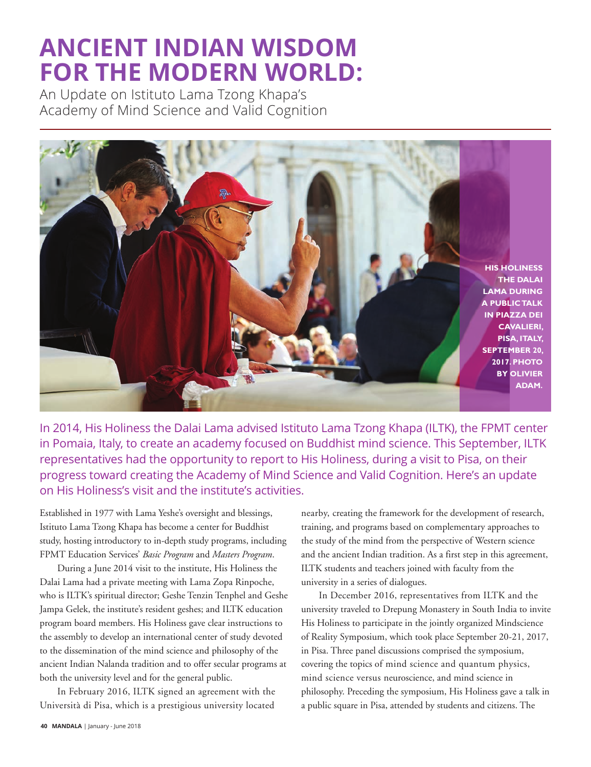# ANCIENT INDIAN WISDOM FOR THE MODERN WORLD:

## An Update on Istituto Lama Tzong Khapa's Academy of Mind Science and Valid Cognition

HIS HOLINESS THE DALAI LAMA DURING A PUBLIC TALK IN PIAZZA DEI CAVALIERI, PISA, ITALY, SEPTEMBER 20, 2017. PHOTO BY OLIVIER ADAM.

In 2014, His Holiness the Dalai Lama advised Istituto Lama Tzong Khapa (ILTK), the FPMT center in Pomaia, Italy, to create an academy focused on Buddhist mind science. This September, ILTK representatives had the opportunity to report to His Holiness, during a visit to Pisa, on their progress toward creating the Academy of Mind Science and Valid Cognition. Here's an update on His Holiness's visit and the institute's activities.

Established in 1977 with Lama Yeshe's oversight and blessings, Istituto Lama Tzong Khapa has become a center for Buddhist study, hosting introductory to in-depth study programs, including FPMT Education Services' *Basic Program* and *Masters Program*.

During a June 2014 visit to the institute, His Holiness the Dalai Lama had a private meeting with Lama Zopa Rinpoche, who is ILTK's spiritual director; Geshe Tenzin Tenphel and Geshe Jampa Gelek, the institute's resident geshes; and ILTK education program board members. His Holiness gave clear instructions to the assembly to develop an international center of study devoted to the dissemination of the mind science and philosophy of the ancient Indian Nalanda tradition and to offer secular programs at both the university level and for the general public.

In February 2016, ILTK signed an agreement with the Università di Pisa, which is a prestigious university located nearby, creating the framework for the development of research, training, and programs based on complementary approaches to the study of the mind from the perspective of Western science and the ancient Indian tradition. As a first step in this agreement, ILTK students and teachers joined with faculty from the university in a series of dialogues.

In December 2016, representatives from ILTK and the university traveled to Drepung Monastery in South India to invite His Holiness to participate in the jointly organized Mindscience of Reality Symposium, which took place September 20-21, 2017, in Pisa. Three panel discussions comprised the symposium, covering the topics of mind science and quantum physics, mind science versus neuroscience, and mind science in philosophy. Preceding the symposium, His Holiness gave a talk in a public square in Pisa, attended by students and citizens. The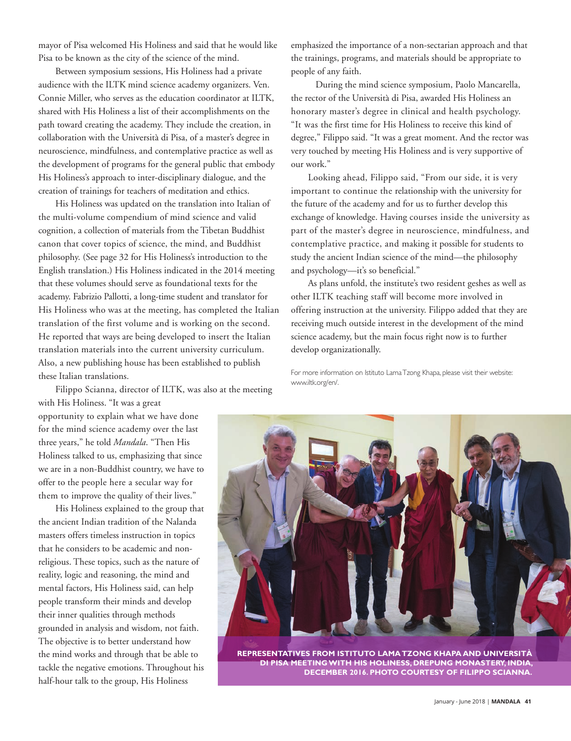mayor of Pisa welcomed His Holiness and said that he would like Pisa to be known as the city of the science of the mind.

Between symposium sessions, His Holiness had a private audience with the ILTK mind science academy organizers. Ven. Connie Miller, who serves as the education coordinator at ILTK, shared with His Holiness a list of their accomplishments on the path toward creating the academy. They include the creation, in collaboration with the Università di Pisa, of a master's degree in neuroscience, mindfulness, and contemplative practice as well as the development of programs for the general public that embody His Holiness's approach to inter-disciplinary dialogue, and the creation of trainings for teachers of meditation and ethics.

His Holiness was updated on the translation into Italian of the multi-volume compendium of mind science and valid cognition, a collection of materials from the Tibetan Buddhist canon that cover topics of science, the mind, and Buddhist philosophy. (See page 32 for His Holiness's introduction to the English translation.) His Holiness indicated in the 2014 meeting that these volumes should serve as foundational texts for the academy. Fabrizio Pallotti, a long-time student and translator for His Holiness who was at the meeting, has completed the Italian translation of the first volume and is working on the second. He reported that ways are being developed to insert the Italian translation materials into the current university curriculum. Also, a new publishing house has been established to publish these Italian translations.

Filippo Scianna, director of ILTK, was also at the meeting with His Holiness. "It was a great opportunity to explain what we have done for the mind science academy over the last three years," he told *Mandala*. "Then His Holiness talked to us, emphasizing that since we are in a non-Buddhist country, we have to offer to the people here a secular way for them to improve the quality of their lives."

His Holiness explained to the group that the ancient Indian tradition of the Nalanda masters offers timeless instruction in topics that he considers to be academic and non-religious. These topics, such as the nature of reality, logic and reasoning, the mind and mental factors, His Holiness said, can help people transform their minds and develop their inner qualities through methods grounded in analysis and wisdom, not faith. The objective is to better understand how the mind works and through that be able to tackle the negative emotions. Throughout his half-hour talk to the group, His Holiness emphasized the importance of a non-sectarian approach and that the trainings, programs, and materials should be appropriate to people of any faith.

During the mind science symposium, Paolo Mancarella, the rector of the Università di Pisa, awarded His Holiness an honorary master's degree in clinical and health psychology. "It was the first time for His Holiness to receive this kind of degree," Filippo said. "It was a great moment. And the rector was very touched by meeting His Holiness and is very supportive of our work."

Looking ahead, Filippo said, "From our side, it is very important to continue the relationship with the university for the future of the academy and for us to further develop this exchange of knowledge. Having courses inside the university as part of the master's degree in neuroscience, mindfulness, and contemplative practice, and making it possible for students to study the ancient Indian science of the mind—the philosophy and psychology—it's so beneficial."

As plans unfold, the institute's two resident geshes as well as other ILTK teaching staff will become more involved in offering instruction at the university. Filippo added that they are receiving much outside interest in the development of the mind science academy, but the main focus right now is to further develop organizationally.

For more information on Istituto Lama Tzong Khapa, please visit their website: www.iltk.org/en/.

**REPRESENTATIVES FROM ISTITUTO LAMA TZONG KHAPA AND UNIVERSITÀ DI PISA MEETING WITH HIS HOLINESS, DREPUNG MONASTERY, INDIA, DECEMBER 2016. PHOTO COURTESY OF FILIPPO SCIANNA.**